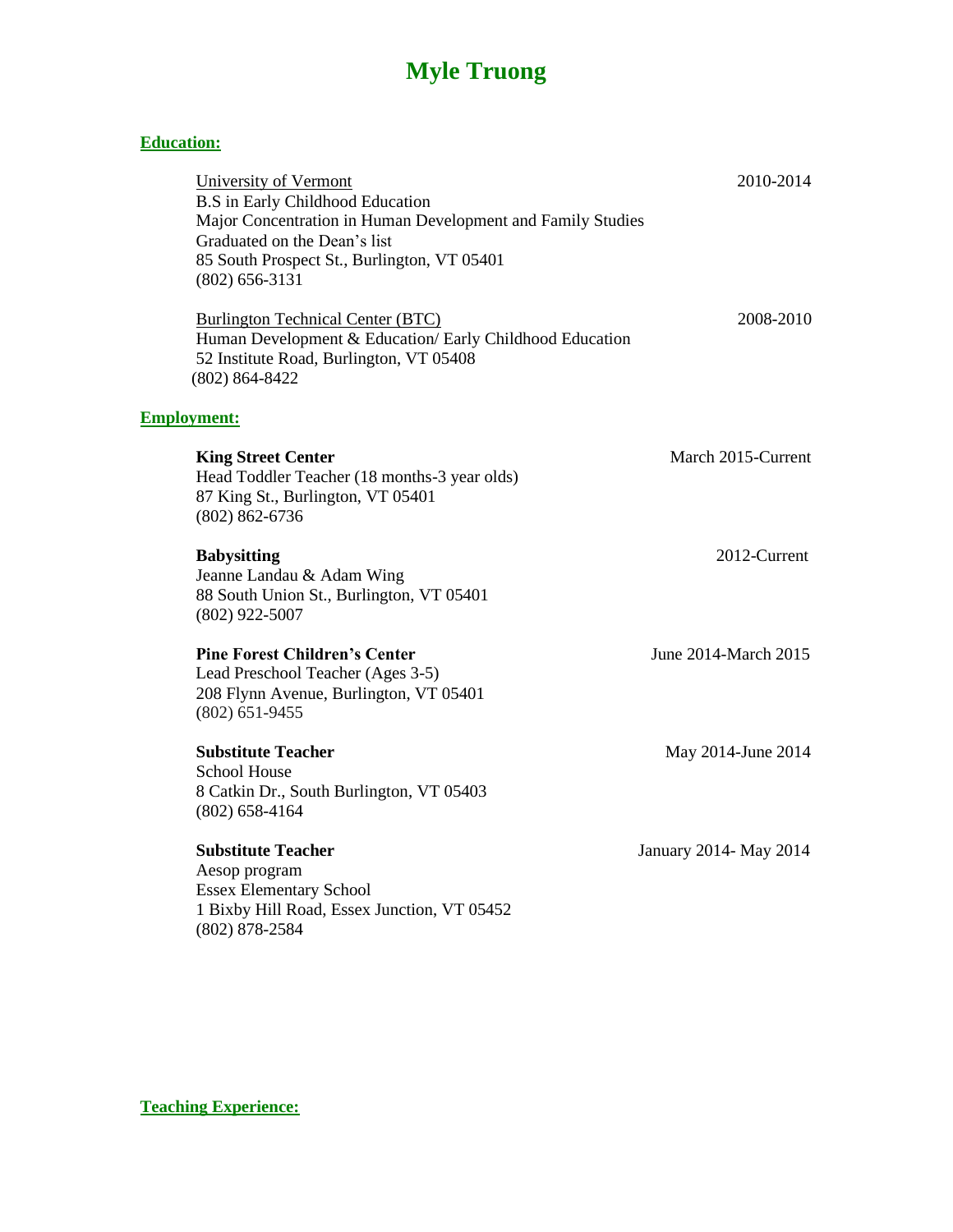# Myle Truong

## Education:

University of Vermont — 2010-2014
B.S in Early Childhood Education
Major Concentration in Human Development and Family Studies
Graduated on the Dean's list
85 South Prospect St., Burlington, VT 05401
(802) 656-3131

Burlington Technical Center (BTC) — 2008-2010
Human Development & Education/ Early Childhood Education
52 Institute Road, Burlington, VT 05408
(802) 864-8422

## Employment:

**King Street Center** — March 2015-Current
Head Toddler Teacher (18 months-3 year olds)
87 King St., Burlington, VT 05401
(802) 862-6736

**Babysitting** — 2012-Current
Jeanne Landau & Adam Wing
88 South Union St., Burlington, VT 05401
(802) 922-5007

**Pine Forest Children's Center** — June 2014-March 2015
Lead Preschool Teacher (Ages 3-5)
208 Flynn Avenue, Burlington, VT 05401
(802) 651-9455

**Substitute Teacher** — May 2014-June 2014
School House
8 Catkin Dr., South Burlington, VT 05403
(802) 658-4164

**Substitute Teacher** — January 2014- May 2014
Aesop program
Essex Elementary School
1 Bixby Hill Road, Essex Junction, VT 05452
(802) 878-2584

## Teaching Experience: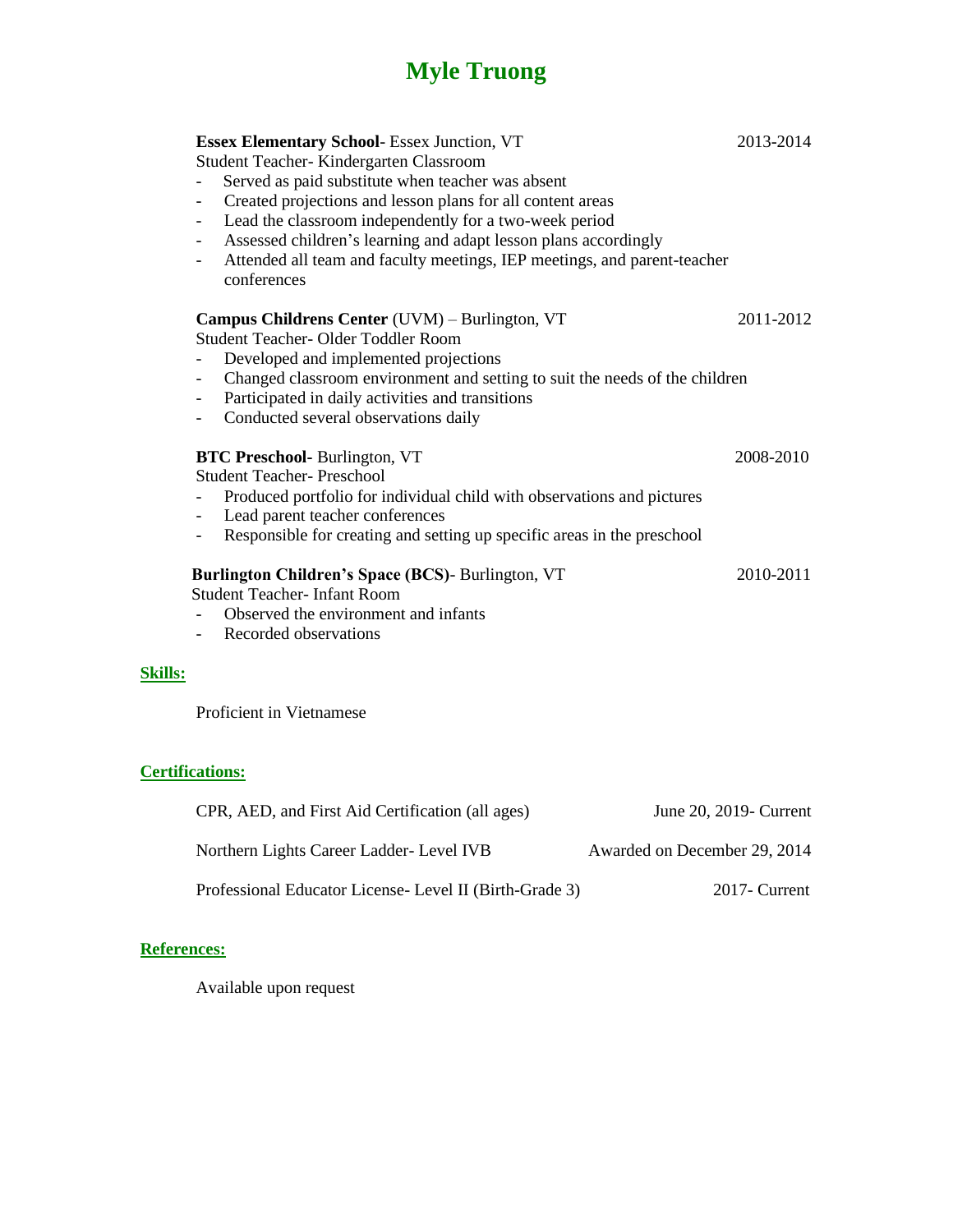# Myle Truong

**Essex Elementary School**- Essex Junction, VT 2013-2014

Student Teacher- Kindergarten Classroom

- Served as paid substitute when teacher was absent
- Created projections and lesson plans for all content areas
- Lead the classroom independently for a two-week period
- Assessed children's learning and adapt lesson plans accordingly
- Attended all team and faculty meetings, IEP meetings, and parent-teacher conferences

**Campus Childrens Center** (UVM) – Burlington, VT 2011-2012

Student Teacher- Older Toddler Room

- Developed and implemented projections
- Changed classroom environment and setting to suit the needs of the children
- Participated in daily activities and transitions
- Conducted several observations daily

**BTC Preschool**- Burlington, VT 2008-2010

Student Teacher- Preschool

- Produced portfolio for individual child with observations and pictures
- Lead parent teacher conferences
- Responsible for creating and setting up specific areas in the preschool

**Burlington Children's Space (BCS)**- Burlington, VT 2010-2011

Student Teacher- Infant Room

- Observed the environment and infants
- Recorded observations

## Skills:

Proficient in Vietnamese

## Certifications:

CPR, AED, and First Aid Certification (all ages) June 20, 2019- Current

Northern Lights Career Ladder- Level IVB Awarded on December 29, 2014

Professional Educator License- Level II (Birth-Grade 3) 2017- Current

## References:

Available upon request